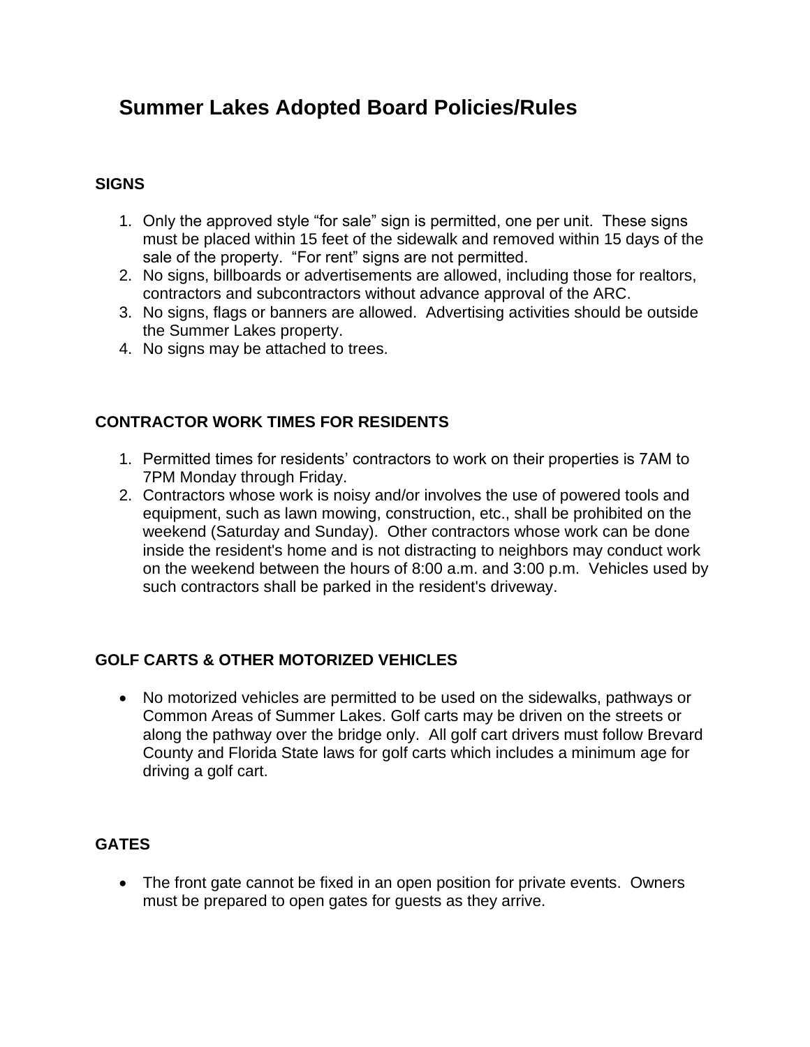# Summer Lakes Adopted Board Policies/Rules

## SIGNS

1. Only the approved style "for sale" sign is permitted, one per unit. These signs must be placed within 15 feet of the sidewalk and removed within 15 days of the sale of the property. "For rent" signs are not permitted.
2. No signs, billboards or advertisements are allowed, including those for realtors, contractors and subcontractors without advance approval of the ARC.
3. No signs, flags or banners are allowed. Advertising activities should be outside the Summer Lakes property.
4. No signs may be attached to trees.

## CONTRACTOR WORK TIMES FOR RESIDENTS

1. Permitted times for residents' contractors to work on their properties is 7AM to 7PM Monday through Friday.
2. Contractors whose work is noisy and/or involves the use of powered tools and equipment, such as lawn mowing, construction, etc., shall be prohibited on the weekend (Saturday and Sunday). Other contractors whose work can be done inside the resident's home and is not distracting to neighbors may conduct work on the weekend between the hours of 8:00 a.m. and 3:00 p.m. Vehicles used by such contractors shall be parked in the resident's driveway.

## GOLF CARTS & OTHER MOTORIZED VEHICLES

- No motorized vehicles are permitted to be used on the sidewalks, pathways or Common Areas of Summer Lakes. Golf carts may be driven on the streets or along the pathway over the bridge only. All golf cart drivers must follow Brevard County and Florida State laws for golf carts which includes a minimum age for driving a golf cart.

## GATES

- The front gate cannot be fixed in an open position for private events. Owners must be prepared to open gates for guests as they arrive.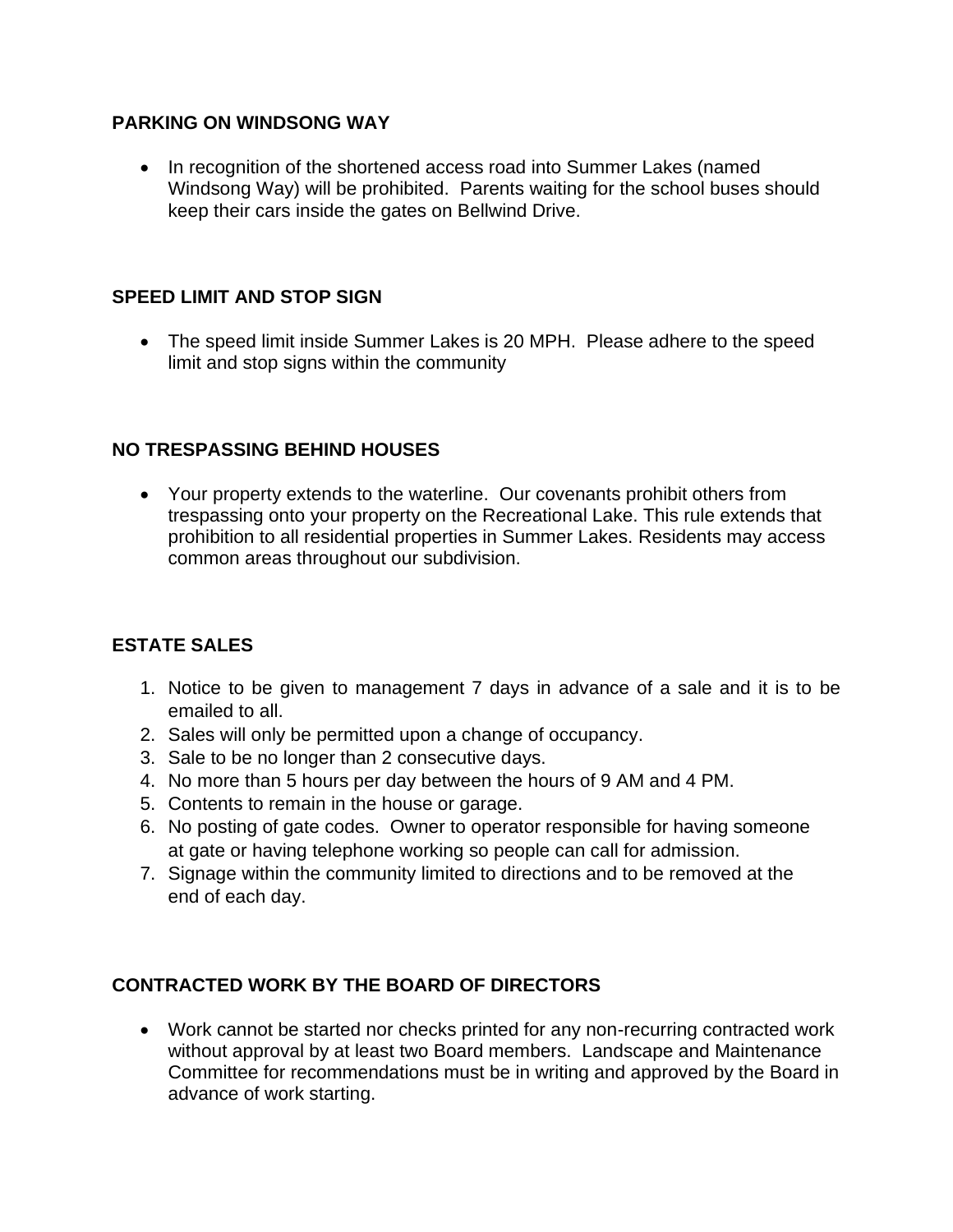**PARKING ON WINDSONG WAY**

- In recognition of the shortened access road into Summer Lakes (named Windsong Way) will be prohibited. Parents waiting for the school buses should keep their cars inside the gates on Bellwind Drive.

**SPEED LIMIT AND STOP SIGN**

- The speed limit inside Summer Lakes is 20 MPH. Please adhere to the speed limit and stop signs within the community

**NO TRESPASSING BEHIND HOUSES**

- Your property extends to the waterline. Our covenants prohibit others from trespassing onto your property on the Recreational Lake. This rule extends that prohibition to all residential properties in Summer Lakes. Residents may access common areas throughout our subdivision.

**ESTATE SALES**

1. Notice to be given to management 7 days in advance of a sale and it is to be emailed to all.
2. Sales will only be permitted upon a change of occupancy.
3. Sale to be no longer than 2 consecutive days.
4. No more than 5 hours per day between the hours of 9 AM and 4 PM.
5. Contents to remain in the house or garage.
6. No posting of gate codes. Owner to operator responsible for having someone at gate or having telephone working so people can call for admission.
7. Signage within the community limited to directions and to be removed at the end of each day.

**CONTRACTED WORK BY THE BOARD OF DIRECTORS**

- Work cannot be started nor checks printed for any non-recurring contracted work without approval by at least two Board members. Landscape and Maintenance Committee for recommendations must be in writing and approved by the Board in advance of work starting.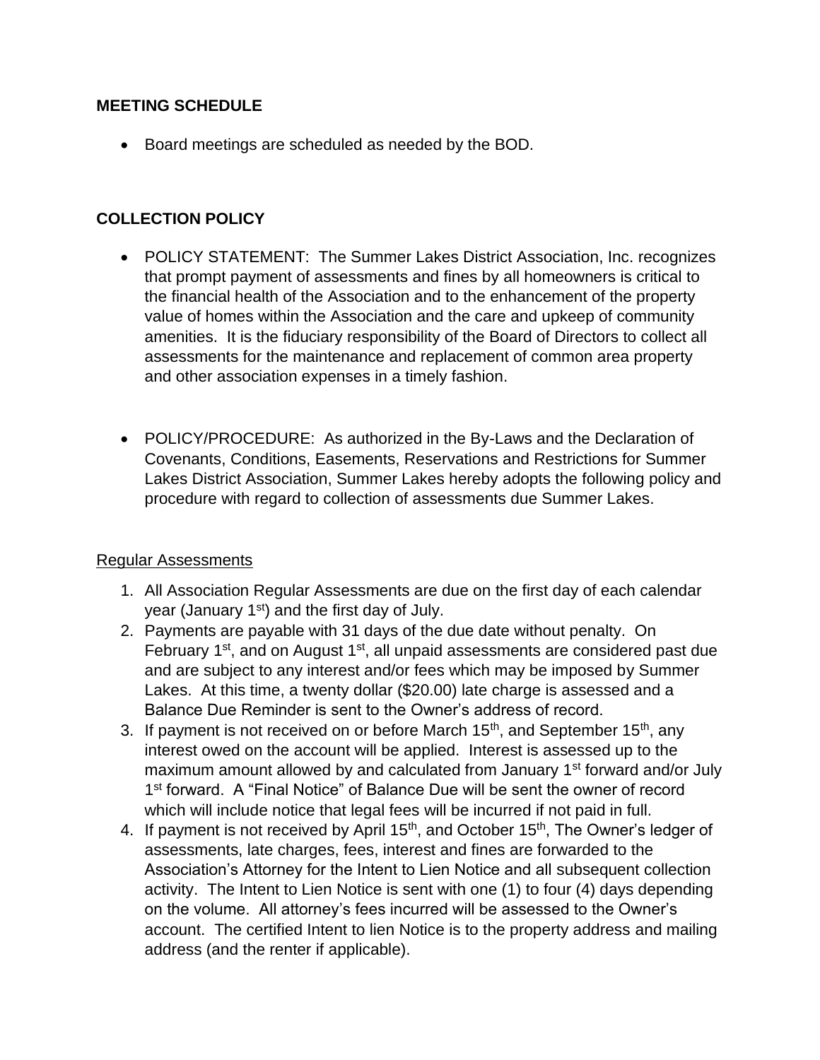## MEETING SCHEDULE

- Board meetings are scheduled as needed by the BOD.

## COLLECTION POLICY

- POLICY STATEMENT: The Summer Lakes District Association, Inc. recognizes that prompt payment of assessments and fines by all homeowners is critical to the financial health of the Association and to the enhancement of the property value of homes within the Association and the care and upkeep of community amenities. It is the fiduciary responsibility of the Board of Directors to collect all assessments for the maintenance and replacement of common area property and other association expenses in a timely fashion.

- POLICY/PROCEDURE: As authorized in the By-Laws and the Declaration of Covenants, Conditions, Easements, Reservations and Restrictions for Summer Lakes District Association, Summer Lakes hereby adopts the following policy and procedure with regard to collection of assessments due Summer Lakes.

<u>Regular Assessments</u>

1. All Association Regular Assessments are due on the first day of each calendar year (January 1st) and the first day of July.
2. Payments are payable with 31 days of the due date without penalty. On February 1st, and on August 1st, all unpaid assessments are considered past due and are subject to any interest and/or fees which may be imposed by Summer Lakes. At this time, a twenty dollar ($20.00) late charge is assessed and a Balance Due Reminder is sent to the Owner's address of record.
3. If payment is not received on or before March 15th, and September 15th, any interest owed on the account will be applied. Interest is assessed up to the maximum amount allowed by and calculated from January 1st forward and/or July 1st forward. A "Final Notice" of Balance Due will be sent the owner of record which will include notice that legal fees will be incurred if not paid in full.
4. If payment is not received by April 15th, and October 15th, The Owner's ledger of assessments, late charges, fees, interest and fines are forwarded to the Association's Attorney for the Intent to Lien Notice and all subsequent collection activity. The Intent to Lien Notice is sent with one (1) to four (4) days depending on the volume. All attorney's fees incurred will be assessed to the Owner's account. The certified Intent to lien Notice is to the property address and mailing address (and the renter if applicable).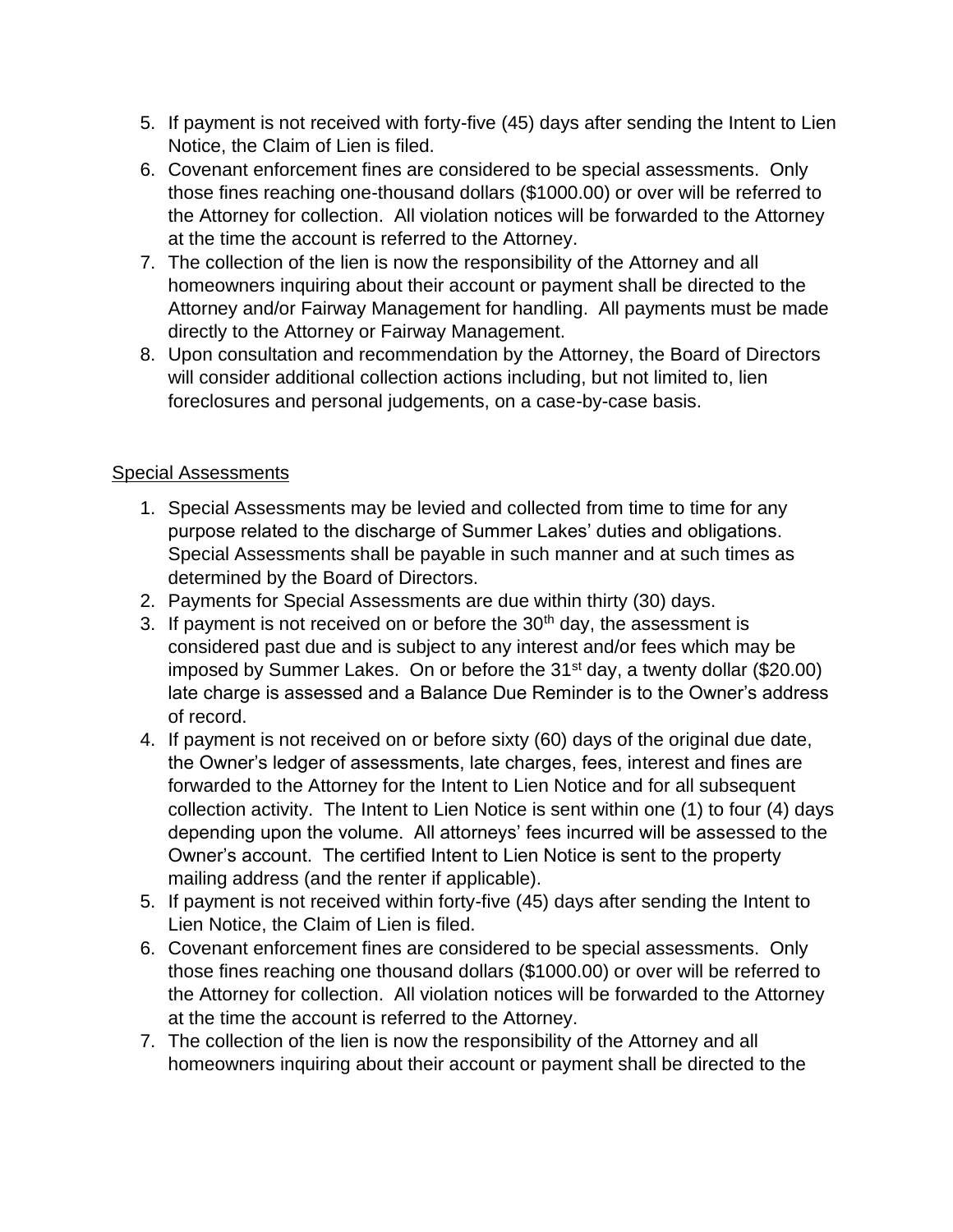5. If payment is not received with forty-five (45) days after sending the Intent to Lien Notice, the Claim of Lien is filed.
6. Covenant enforcement fines are considered to be special assessments. Only those fines reaching one-thousand dollars ($1000.00) or over will be referred to the Attorney for collection. All violation notices will be forwarded to the Attorney at the time the account is referred to the Attorney.
7. The collection of the lien is now the responsibility of the Attorney and all homeowners inquiring about their account or payment shall be directed to the Attorney and/or Fairway Management for handling. All payments must be made directly to the Attorney or Fairway Management.
8. Upon consultation and recommendation by the Attorney, the Board of Directors will consider additional collection actions including, but not limited to, lien foreclosures and personal judgements, on a case-by-case basis.

<u>Special Assessments</u>

1. Special Assessments may be levied and collected from time to time for any purpose related to the discharge of Summer Lakes' duties and obligations. Special Assessments shall be payable in such manner and at such times as determined by the Board of Directors.
2. Payments for Special Assessments are due within thirty (30) days.
3. If payment is not received on or before the 30th day, the assessment is considered past due and is subject to any interest and/or fees which may be imposed by Summer Lakes. On or before the 31st day, a twenty dollar ($20.00) late charge is assessed and a Balance Due Reminder is to the Owner's address of record.
4. If payment is not received on or before sixty (60) days of the original due date, the Owner's ledger of assessments, late charges, fees, interest and fines are forwarded to the Attorney for the Intent to Lien Notice and for all subsequent collection activity. The Intent to Lien Notice is sent within one (1) to four (4) days depending upon the volume. All attorneys' fees incurred will be assessed to the Owner's account. The certified Intent to Lien Notice is sent to the property mailing address (and the renter if applicable).
5. If payment is not received within forty-five (45) days after sending the Intent to Lien Notice, the Claim of Lien is filed.
6. Covenant enforcement fines are considered to be special assessments. Only those fines reaching one thousand dollars ($1000.00) or over will be referred to the Attorney for collection. All violation notices will be forwarded to the Attorney at the time the account is referred to the Attorney.
7. The collection of the lien is now the responsibility of the Attorney and all homeowners inquiring about their account or payment shall be directed to the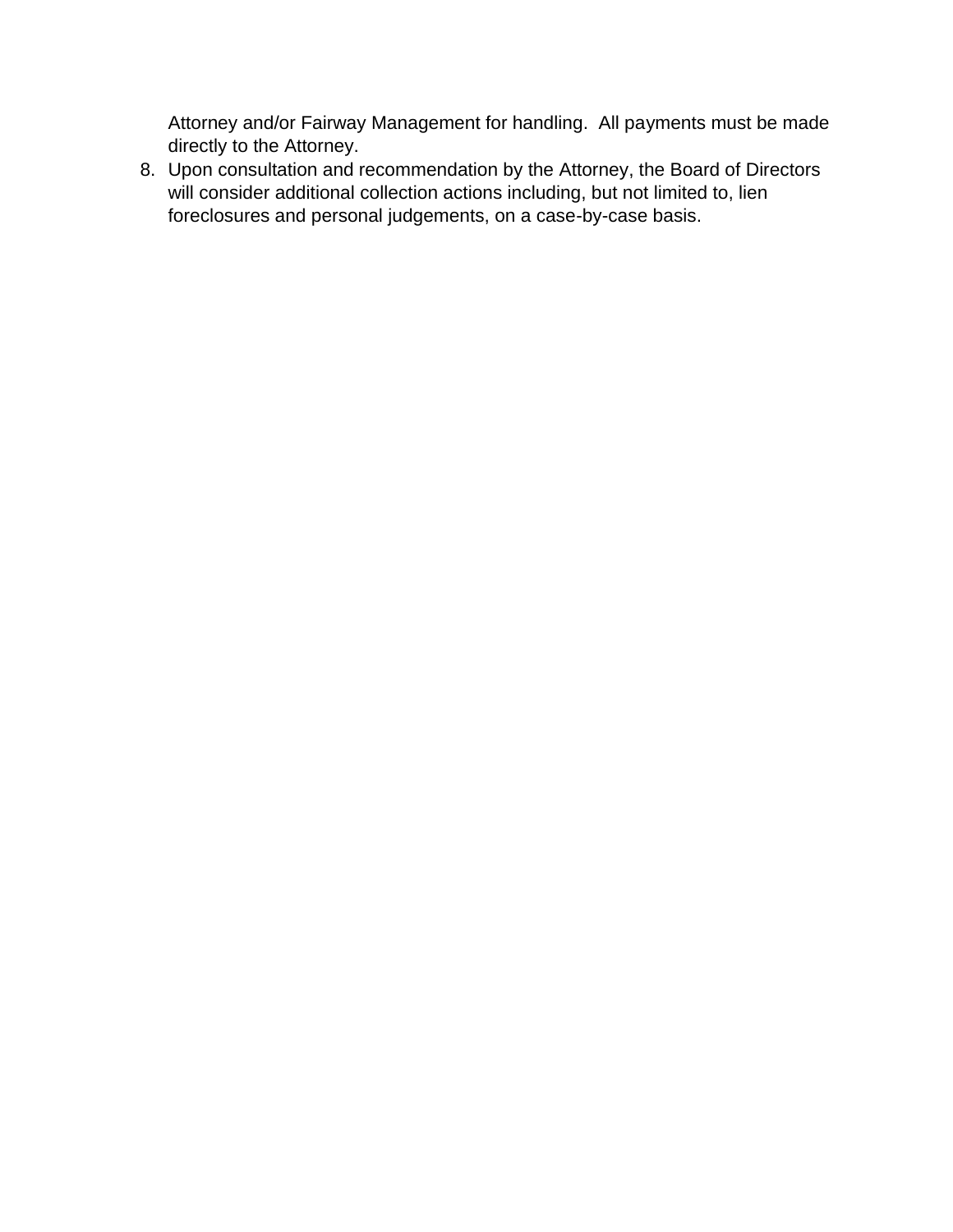Attorney and/or Fairway Management for handling.  All payments must be made directly to the Attorney.

8. Upon consultation and recommendation by the Attorney, the Board of Directors will consider additional collection actions including, but not limited to, lien foreclosures and personal judgements, on a case-by-case basis.